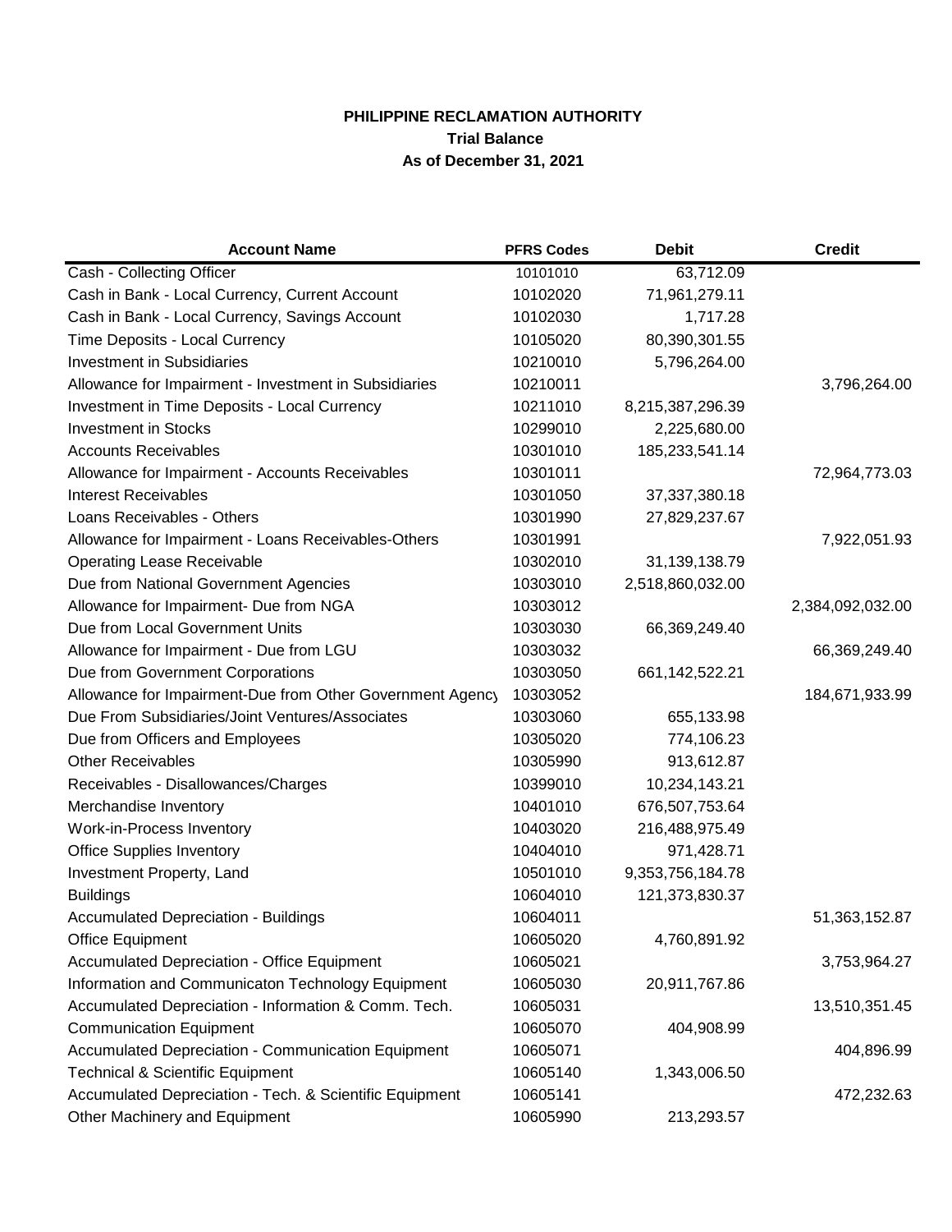**PHILIPPINE RECLAMATION AUTHORITY**

**Trial Balance**

**As of December 31, 2021**

| Account Name | PFRS Codes | Debit | Credit |
|---|---|---|---|
| Cash - Collecting Officer | 10101010 | 63,712.09 | |
| Cash in Bank - Local Currency, Current Account | 10102020 | 71,961,279.11 | |
| Cash in Bank - Local Currency, Savings Account | 10102030 | 1,717.28 | |
| Time Deposits - Local Currency | 10105020 | 80,390,301.55 | |
| Investment in Subsidiaries | 10210010 | 5,796,264.00 | |
| Allowance for Impairment - Investment in Subsidiaries | 10210011 | | 3,796,264.00 |
| Investment in Time Deposits - Local Currency | 10211010 | 8,215,387,296.39 | |
| Investment in Stocks | 10299010 | 2,225,680.00 | |
| Accounts Receivables | 10301010 | 185,233,541.14 | |
| Allowance for Impairment - Accounts Receivables | 10301011 | | 72,964,773.03 |
| Interest Receivables | 10301050 | 37,337,380.18 | |
| Loans Receivables - Others | 10301990 | 27,829,237.67 | |
| Allowance for Impairment - Loans Receivables-Others | 10301991 | | 7,922,051.93 |
| Operating Lease Receivable | 10302010 | 31,139,138.79 | |
| Due from National Government Agencies | 10303010 | 2,518,860,032.00 | |
| Allowance for Impairment- Due from NGA | 10303012 | | 2,384,092,032.00 |
| Due from Local Government Units | 10303030 | 66,369,249.40 | |
| Allowance for Impairment - Due from LGU | 10303032 | | 66,369,249.40 |
| Due from Government Corporations | 10303050 | 661,142,522.21 | |
| Allowance for Impairment-Due from Other Government Agency | 10303052 | | 184,671,933.99 |
| Due From Subsidiaries/Joint Ventures/Associates | 10303060 | 655,133.98 | |
| Due from Officers and Employees | 10305020 | 774,106.23 | |
| Other Receivables | 10305990 | 913,612.87 | |
| Receivables - Disallowances/Charges | 10399010 | 10,234,143.21 | |
| Merchandise Inventory | 10401010 | 676,507,753.64 | |
| Work-in-Process Inventory | 10403020 | 216,488,975.49 | |
| Office Supplies Inventory | 10404010 | 971,428.71 | |
| Investment Property, Land | 10501010 | 9,353,756,184.78 | |
| Buildings | 10604010 | 121,373,830.37 | |
| Accumulated Depreciation - Buildings | 10604011 | | 51,363,152.87 |
| Office Equipment | 10605020 | 4,760,891.92 | |
| Accumulated Depreciation - Office Equipment | 10605021 | | 3,753,964.27 |
| Information and Communicaton Technology Equipment | 10605030 | 20,911,767.86 | |
| Accumulated Depreciation - Information & Comm. Tech. | 10605031 | | 13,510,351.45 |
| Communication Equipment | 10605070 | 404,908.99 | |
| Accumulated Depreciation - Communication Equipment | 10605071 | | 404,896.99 |
| Technical & Scientific Equipment | 10605140 | 1,343,006.50 | |
| Accumulated Depreciation - Tech. & Scientific Equipment | 10605141 | | 472,232.63 |
| Other Machinery and Equipment | 10605990 | 213,293.57 | |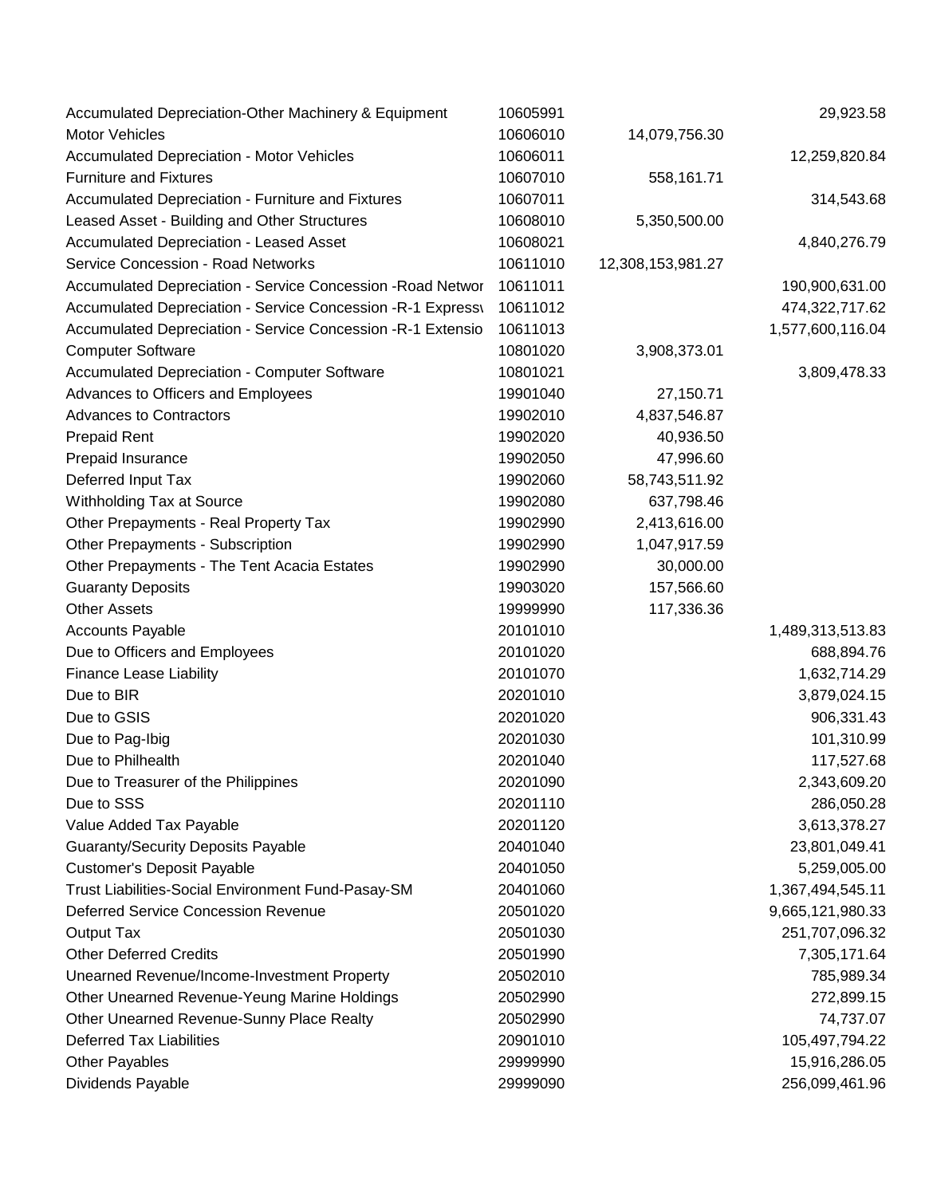| | | | |
|---|---|---|---|
| Accumulated Depreciation-Other Machinery & Equipment | 10605991 | | 29,923.58 |
| Motor Vehicles | 10606010 | 14,079,756.30 | |
| Accumulated Depreciation - Motor Vehicles | 10606011 | | 12,259,820.84 |
| Furniture and Fixtures | 10607010 | 558,161.71 | |
| Accumulated Depreciation - Furniture and Fixtures | 10607011 | | 314,543.68 |
| Leased Asset - Building and Other Structures | 10608010 | 5,350,500.00 | |
| Accumulated Depreciation - Leased Asset | 10608021 | | 4,840,276.79 |
| Service Concession - Road Networks | 10611010 | 12,308,153,981.27 | |
| Accumulated Depreciation - Service Concession -Road Networ | 10611011 | | 190,900,631.00 |
| Accumulated Depreciation - Service Concession -R-1 Express\ | 10611012 | | 474,322,717.62 |
| Accumulated Depreciation - Service Concession -R-1 Extensio | 10611013 | | 1,577,600,116.04 |
| Computer Software | 10801020 | 3,908,373.01 | |
| Accumulated Depreciation - Computer Software | 10801021 | | 3,809,478.33 |
| Advances to Officers and Employees | 19901040 | 27,150.71 | |
| Advances to Contractors | 19902010 | 4,837,546.87 | |
| Prepaid Rent | 19902020 | 40,936.50 | |
| Prepaid Insurance | 19902050 | 47,996.60 | |
| Deferred Input Tax | 19902060 | 58,743,511.92 | |
| Withholding Tax at Source | 19902080 | 637,798.46 | |
| Other Prepayments - Real Property Tax | 19902990 | 2,413,616.00 | |
| Other Prepayments - Subscription | 19902990 | 1,047,917.59 | |
| Other Prepayments - The Tent Acacia Estates | 19902990 | 30,000.00 | |
| Guaranty Deposits | 19903020 | 157,566.60 | |
| Other Assets | 19999990 | 117,336.36 | |
| Accounts Payable | 20101010 | | 1,489,313,513.83 |
| Due to Officers and Employees | 20101020 | | 688,894.76 |
| Finance Lease Liability | 20101070 | | 1,632,714.29 |
| Due to BIR | 20201010 | | 3,879,024.15 |
| Due to GSIS | 20201020 | | 906,331.43 |
| Due to Pag-Ibig | 20201030 | | 101,310.99 |
| Due to Philhealth | 20201040 | | 117,527.68 |
| Due to Treasurer of the Philippines | 20201090 | | 2,343,609.20 |
| Due to SSS | 20201110 | | 286,050.28 |
| Value Added Tax Payable | 20201120 | | 3,613,378.27 |
| Guaranty/Security Deposits Payable | 20401040 | | 23,801,049.41 |
| Customer's Deposit Payable | 20401050 | | 5,259,005.00 |
| Trust Liabilities-Social Environment Fund-Pasay-SM | 20401060 | | 1,367,494,545.11 |
| Deferred Service Concession Revenue | 20501020 | | 9,665,121,980.33 |
| Output Tax | 20501030 | | 251,707,096.32 |
| Other Deferred Credits | 20501990 | | 7,305,171.64 |
| Unearned Revenue/Income-Investment Property | 20502010 | | 785,989.34 |
| Other Unearned Revenue-Yeung Marine Holdings | 20502990 | | 272,899.15 |
| Other Unearned Revenue-Sunny Place Realty | 20502990 | | 74,737.07 |
| Deferred Tax Liabilities | 20901010 | | 105,497,794.22 |
| Other Payables | 29999990 | | 15,916,286.05 |
| Dividends Payable | 29999090 | | 256,099,461.96 |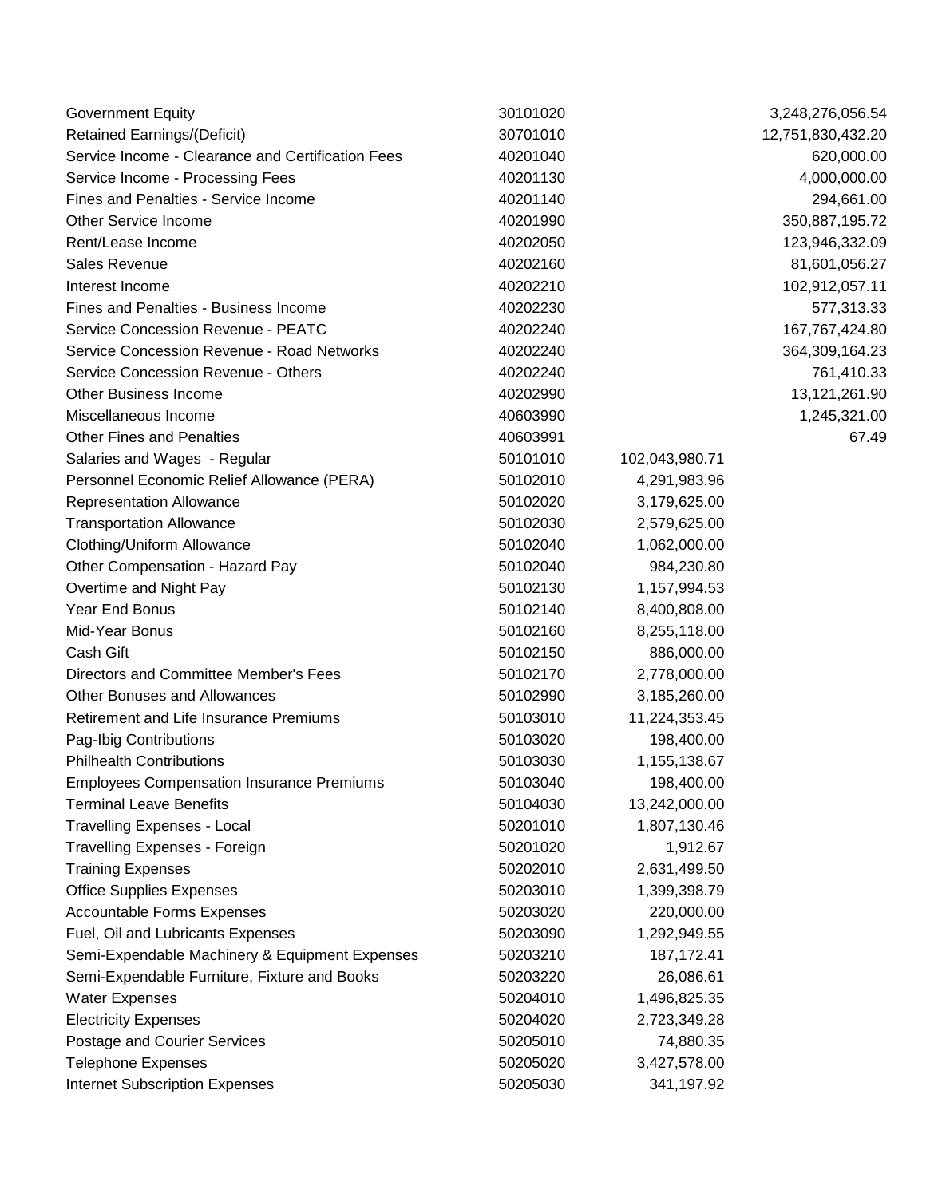| | | | |
|---|---|---|---|
| Government Equity | 30101020 | | 3,248,276,056.54 |
| Retained Earnings/(Deficit) | 30701010 | | 12,751,830,432.20 |
| Service Income - Clearance and Certification Fees | 40201040 | | 620,000.00 |
| Service Income - Processing Fees | 40201130 | | 4,000,000.00 |
| Fines and Penalties - Service Income | 40201140 | | 294,661.00 |
| Other Service Income | 40201990 | | 350,887,195.72 |
| Rent/Lease Income | 40202050 | | 123,946,332.09 |
| Sales Revenue | 40202160 | | 81,601,056.27 |
| Interest Income | 40202210 | | 102,912,057.11 |
| Fines and Penalties - Business Income | 40202230 | | 577,313.33 |
| Service Concession Revenue - PEATC | 40202240 | | 167,767,424.80 |
| Service Concession Revenue - Road Networks | 40202240 | | 364,309,164.23 |
| Service Concession Revenue - Others | 40202240 | | 761,410.33 |
| Other Business Income | 40202990 | | 13,121,261.90 |
| Miscellaneous Income | 40603990 | | 1,245,321.00 |
| Other Fines and Penalties | 40603991 | | 67.49 |
| Salaries and Wages - Regular | 50101010 | 102,043,980.71 | |
| Personnel Economic Relief Allowance (PERA) | 50102010 | 4,291,983.96 | |
| Representation Allowance | 50102020 | 3,179,625.00 | |
| Transportation Allowance | 50102030 | 2,579,625.00 | |
| Clothing/Uniform Allowance | 50102040 | 1,062,000.00 | |
| Other Compensation - Hazard Pay | 50102040 | 984,230.80 | |
| Overtime and Night Pay | 50102130 | 1,157,994.53 | |
| Year End Bonus | 50102140 | 8,400,808.00 | |
| Mid-Year Bonus | 50102160 | 8,255,118.00 | |
| Cash Gift | 50102150 | 886,000.00 | |
| Directors and Committee Member's Fees | 50102170 | 2,778,000.00 | |
| Other Bonuses and Allowances | 50102990 | 3,185,260.00 | |
| Retirement and Life Insurance Premiums | 50103010 | 11,224,353.45 | |
| Pag-Ibig Contributions | 50103020 | 198,400.00 | |
| Philhealth Contributions | 50103030 | 1,155,138.67 | |
| Employees Compensation Insurance Premiums | 50103040 | 198,400.00 | |
| Terminal Leave Benefits | 50104030 | 13,242,000.00 | |
| Travelling Expenses - Local | 50201010 | 1,807,130.46 | |
| Travelling Expenses - Foreign | 50201020 | 1,912.67 | |
| Training Expenses | 50202010 | 2,631,499.50 | |
| Office Supplies Expenses | 50203010 | 1,399,398.79 | |
| Accountable Forms Expenses | 50203020 | 220,000.00 | |
| Fuel, Oil and Lubricants Expenses | 50203090 | 1,292,949.55 | |
| Semi-Expendable Machinery & Equipment Expenses | 50203210 | 187,172.41 | |
| Semi-Expendable Furniture, Fixture and Books | 50203220 | 26,086.61 | |
| Water Expenses | 50204010 | 1,496,825.35 | |
| Electricity Expenses | 50204020 | 2,723,349.28 | |
| Postage and Courier Services | 50205010 | 74,880.35 | |
| Telephone Expenses | 50205020 | 3,427,578.00 | |
| Internet Subscription Expenses | 50205030 | 341,197.92 | |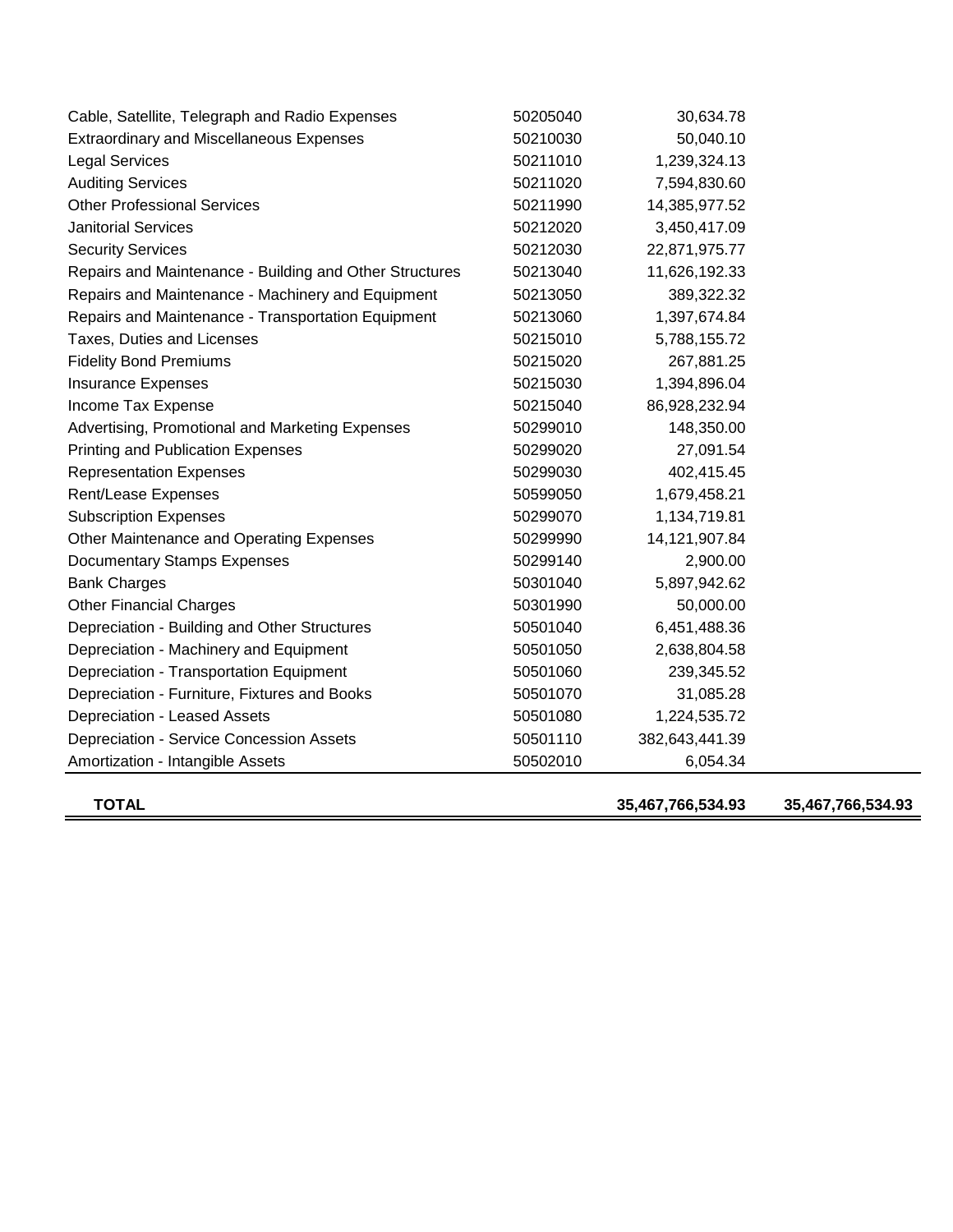| | | | |
|---|---|---|---|
| Cable, Satellite, Telegraph and Radio Expenses | 50205040 | 30,634.78 | |
| Extraordinary and Miscellaneous Expenses | 50210030 | 50,040.10 | |
| Legal Services | 50211010 | 1,239,324.13 | |
| Auditing Services | 50211020 | 7,594,830.60 | |
| Other Professional Services | 50211990 | 14,385,977.52 | |
| Janitorial Services | 50212020 | 3,450,417.09 | |
| Security Services | 50212030 | 22,871,975.77 | |
| Repairs and Maintenance - Building and Other Structures | 50213040 | 11,626,192.33 | |
| Repairs and Maintenance - Machinery and Equipment | 50213050 | 389,322.32 | |
| Repairs and Maintenance - Transportation Equipment | 50213060 | 1,397,674.84 | |
| Taxes, Duties and Licenses | 50215010 | 5,788,155.72 | |
| Fidelity Bond Premiums | 50215020 | 267,881.25 | |
| Insurance Expenses | 50215030 | 1,394,896.04 | |
| Income Tax Expense | 50215040 | 86,928,232.94 | |
| Advertising, Promotional and Marketing Expenses | 50299010 | 148,350.00 | |
| Printing and Publication Expenses | 50299020 | 27,091.54 | |
| Representation Expenses | 50299030 | 402,415.45 | |
| Rent/Lease Expenses | 50599050 | 1,679,458.21 | |
| Subscription Expenses | 50299070 | 1,134,719.81 | |
| Other Maintenance and Operating Expenses | 50299990 | 14,121,907.84 | |
| Documentary Stamps Expenses | 50299140 | 2,900.00 | |
| Bank Charges | 50301040 | 5,897,942.62 | |
| Other Financial Charges | 50301990 | 50,000.00 | |
| Depreciation - Building and Other Structures | 50501040 | 6,451,488.36 | |
| Depreciation - Machinery and Equipment | 50501050 | 2,638,804.58 | |
| Depreciation - Transportation Equipment | 50501060 | 239,345.52 | |
| Depreciation - Furniture, Fixtures and Books | 50501070 | 31,085.28 | |
| Depreciation - Leased Assets | 50501080 | 1,224,535.72 | |
| Depreciation - Service Concession Assets | 50501110 | 382,643,441.39 | |
| Amortization - Intangible Assets | 50502010 | 6,054.34 | |
| **TOTAL** | | **35,467,766,534.93** | **35,467,766,534.93** |